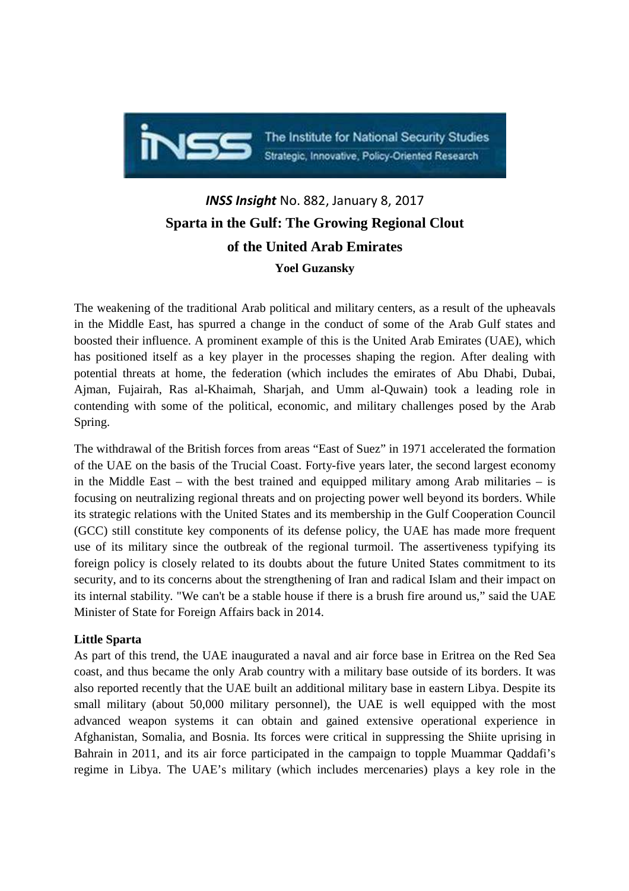The Institute for National Security Studies
Strategic, Innovative, Policy-Oriented Research

***INSS Insight*** No. 882, January 8, 2017

# Sparta in the Gulf: The Growing Regional Clout of the United Arab Emirates

**Yoel Guzansky**

The weakening of the traditional Arab political and military centers, as a result of the upheavals in the Middle East, has spurred a change in the conduct of some of the Arab Gulf states and boosted their influence. A prominent example of this is the United Arab Emirates (UAE), which has positioned itself as a key player in the processes shaping the region. After dealing with potential threats at home, the federation (which includes the emirates of Abu Dhabi, Dubai, Ajman, Fujairah, Ras al-Khaimah, Sharjah, and Umm al-Quwain) took a leading role in contending with some of the political, economic, and military challenges posed by the Arab Spring.

The withdrawal of the British forces from areas "East of Suez" in 1971 accelerated the formation of the UAE on the basis of the Trucial Coast. Forty-five years later, the second largest economy in the Middle East – with the best trained and equipped military among Arab militaries – is focusing on neutralizing regional threats and on projecting power well beyond its borders. While its strategic relations with the United States and its membership in the Gulf Cooperation Council (GCC) still constitute key components of its defense policy, the UAE has made more frequent use of its military since the outbreak of the regional turmoil. The assertiveness typifying its foreign policy is closely related to its doubts about the future United States commitment to its security, and to its concerns about the strengthening of Iran and radical Islam and their impact on its internal stability. "We can't be a stable house if there is a brush fire around us," said the UAE Minister of State for Foreign Affairs back in 2014.

### Little Sparta

As part of this trend, the UAE inaugurated a naval and air force base in Eritrea on the Red Sea coast, and thus became the only Arab country with a military base outside of its borders. It was also reported recently that the UAE built an additional military base in eastern Libya. Despite its small military (about 50,000 military personnel), the UAE is well equipped with the most advanced weapon systems it can obtain and gained extensive operational experience in Afghanistan, Somalia, and Bosnia. Its forces were critical in suppressing the Shiite uprising in Bahrain in 2011, and its air force participated in the campaign to topple Muammar Qaddafi's regime in Libya. The UAE's military (which includes mercenaries) plays a key role in the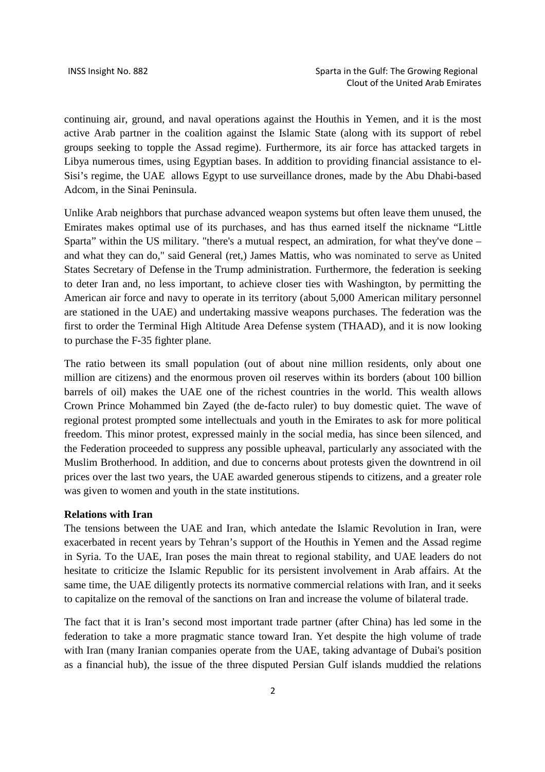continuing air, ground, and naval operations against the Houthis in Yemen, and it is the most active Arab partner in the coalition against the Islamic State (along with its support of rebel groups seeking to topple the Assad regime). Furthermore, its air force has attacked targets in Libya numerous times, using Egyptian bases. In addition to providing financial assistance to el-Sisi's regime, the UAE allows Egypt to use surveillance drones, made by the Abu Dhabi-based Adcom, in the Sinai Peninsula.

Unlike Arab neighbors that purchase advanced weapon systems but often leave them unused, the Emirates makes optimal use of its purchases, and has thus earned itself the nickname "Little Sparta" within the US military. "there's a mutual respect, an admiration, for what they've done – and what they can do," said General (ret,) James Mattis, who was nominated to serve as United States Secretary of Defense in the Trump administration. Furthermore, the federation is seeking to deter Iran and, no less important, to achieve closer ties with Washington, by permitting the American air force and navy to operate in its territory (about 5,000 American military personnel are stationed in the UAE) and undertaking massive weapons purchases. The federation was the first to order the Terminal High Altitude Area Defense system (THAAD), and it is now looking to purchase the F-35 fighter plane.

The ratio between its small population (out of about nine million residents, only about one million are citizens) and the enormous proven oil reserves within its borders (about 100 billion barrels of oil) makes the UAE one of the richest countries in the world. This wealth allows Crown Prince Mohammed bin Zayed (the de-facto ruler) to buy domestic quiet. The wave of regional protest prompted some intellectuals and youth in the Emirates to ask for more political freedom. This minor protest, expressed mainly in the social media, has since been silenced, and the Federation proceeded to suppress any possible upheaval, particularly any associated with the Muslim Brotherhood. In addition, and due to concerns about protests given the downtrend in oil prices over the last two years, the UAE awarded generous stipends to citizens, and a greater role was given to women and youth in the state institutions.

**Relations with Iran**

The tensions between the UAE and Iran, which antedate the Islamic Revolution in Iran, were exacerbated in recent years by Tehran's support of the Houthis in Yemen and the Assad regime in Syria. To the UAE, Iran poses the main threat to regional stability, and UAE leaders do not hesitate to criticize the Islamic Republic for its persistent involvement in Arab affairs. At the same time, the UAE diligently protects its normative commercial relations with Iran, and it seeks to capitalize on the removal of the sanctions on Iran and increase the volume of bilateral trade.

The fact that it is Iran's second most important trade partner (after China) has led some in the federation to take a more pragmatic stance toward Iran. Yet despite the high volume of trade with Iran (many Iranian companies operate from the UAE, taking advantage of Dubai's position as a financial hub), the issue of the three disputed Persian Gulf islands muddied the relations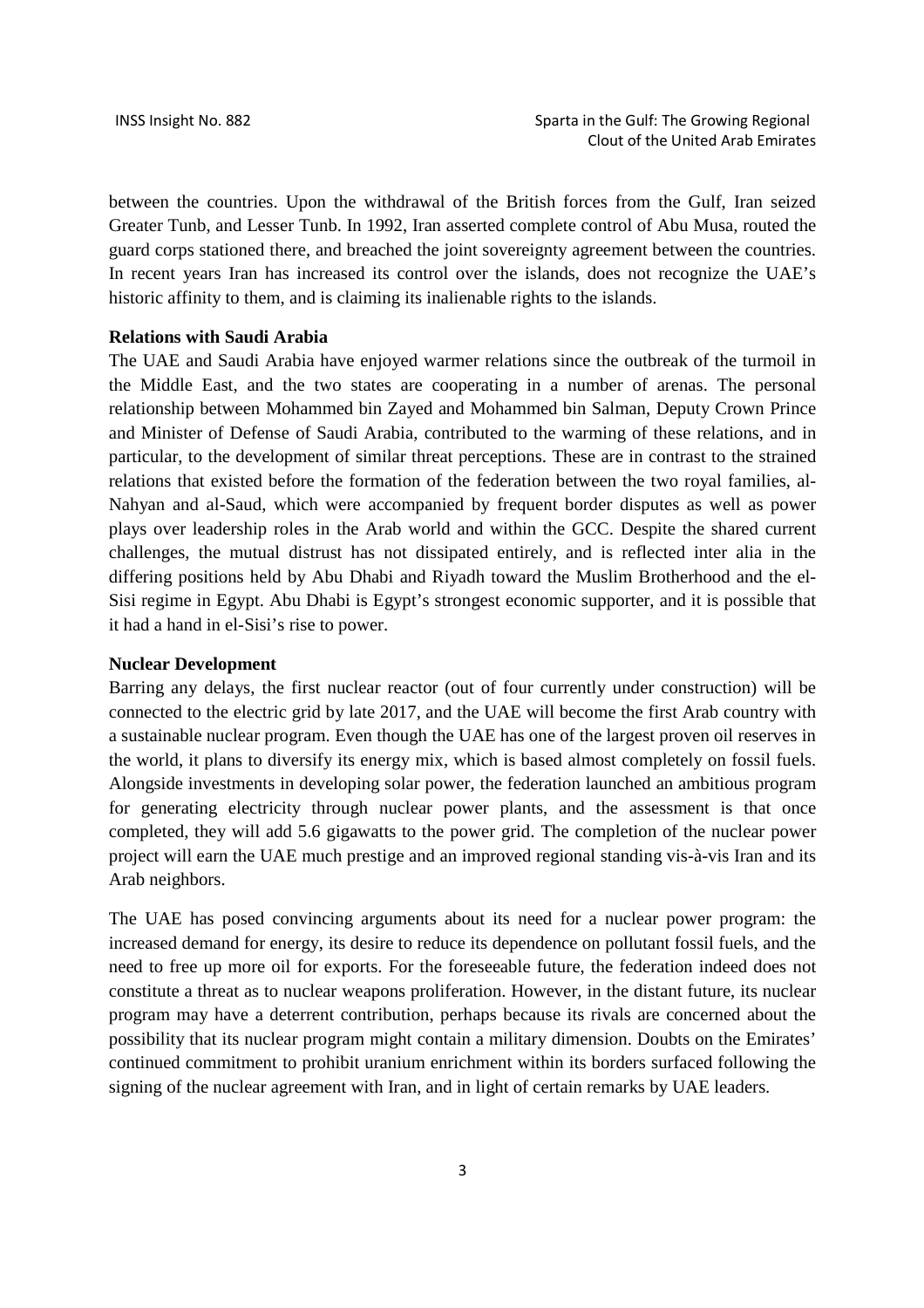between the countries. Upon the withdrawal of the British forces from the Gulf, Iran seized Greater Tunb, and Lesser Tunb. In 1992, Iran asserted complete control of Abu Musa, routed the guard corps stationed there, and breached the joint sovereignty agreement between the countries. In recent years Iran has increased its control over the islands, does not recognize the UAE's historic affinity to them, and is claiming its inalienable rights to the islands.

**Relations with Saudi Arabia**

The UAE and Saudi Arabia have enjoyed warmer relations since the outbreak of the turmoil in the Middle East, and the two states are cooperating in a number of arenas. The personal relationship between Mohammed bin Zayed and Mohammed bin Salman, Deputy Crown Prince and Minister of Defense of Saudi Arabia, contributed to the warming of these relations, and in particular, to the development of similar threat perceptions. These are in contrast to the strained relations that existed before the formation of the federation between the two royal families, al-Nahyan and al-Saud, which were accompanied by frequent border disputes as well as power plays over leadership roles in the Arab world and within the GCC. Despite the shared current challenges, the mutual distrust has not dissipated entirely, and is reflected inter alia in the differing positions held by Abu Dhabi and Riyadh toward the Muslim Brotherhood and the el-Sisi regime in Egypt. Abu Dhabi is Egypt's strongest economic supporter, and it is possible that it had a hand in el-Sisi's rise to power.

**Nuclear Development**

Barring any delays, the first nuclear reactor (out of four currently under construction) will be connected to the electric grid by late 2017, and the UAE will become the first Arab country with a sustainable nuclear program. Even though the UAE has one of the largest proven oil reserves in the world, it plans to diversify its energy mix, which is based almost completely on fossil fuels. Alongside investments in developing solar power, the federation launched an ambitious program for generating electricity through nuclear power plants, and the assessment is that once completed, they will add 5.6 gigawatts to the power grid. The completion of the nuclear power project will earn the UAE much prestige and an improved regional standing vis-à-vis Iran and its Arab neighbors.

The UAE has posed convincing arguments about its need for a nuclear power program: the increased demand for energy, its desire to reduce its dependence on pollutant fossil fuels, and the need to free up more oil for exports. For the foreseeable future, the federation indeed does not constitute a threat as to nuclear weapons proliferation. However, in the distant future, its nuclear program may have a deterrent contribution, perhaps because its rivals are concerned about the possibility that its nuclear program might contain a military dimension. Doubts on the Emirates' continued commitment to prohibit uranium enrichment within its borders surfaced following the signing of the nuclear agreement with Iran, and in light of certain remarks by UAE leaders.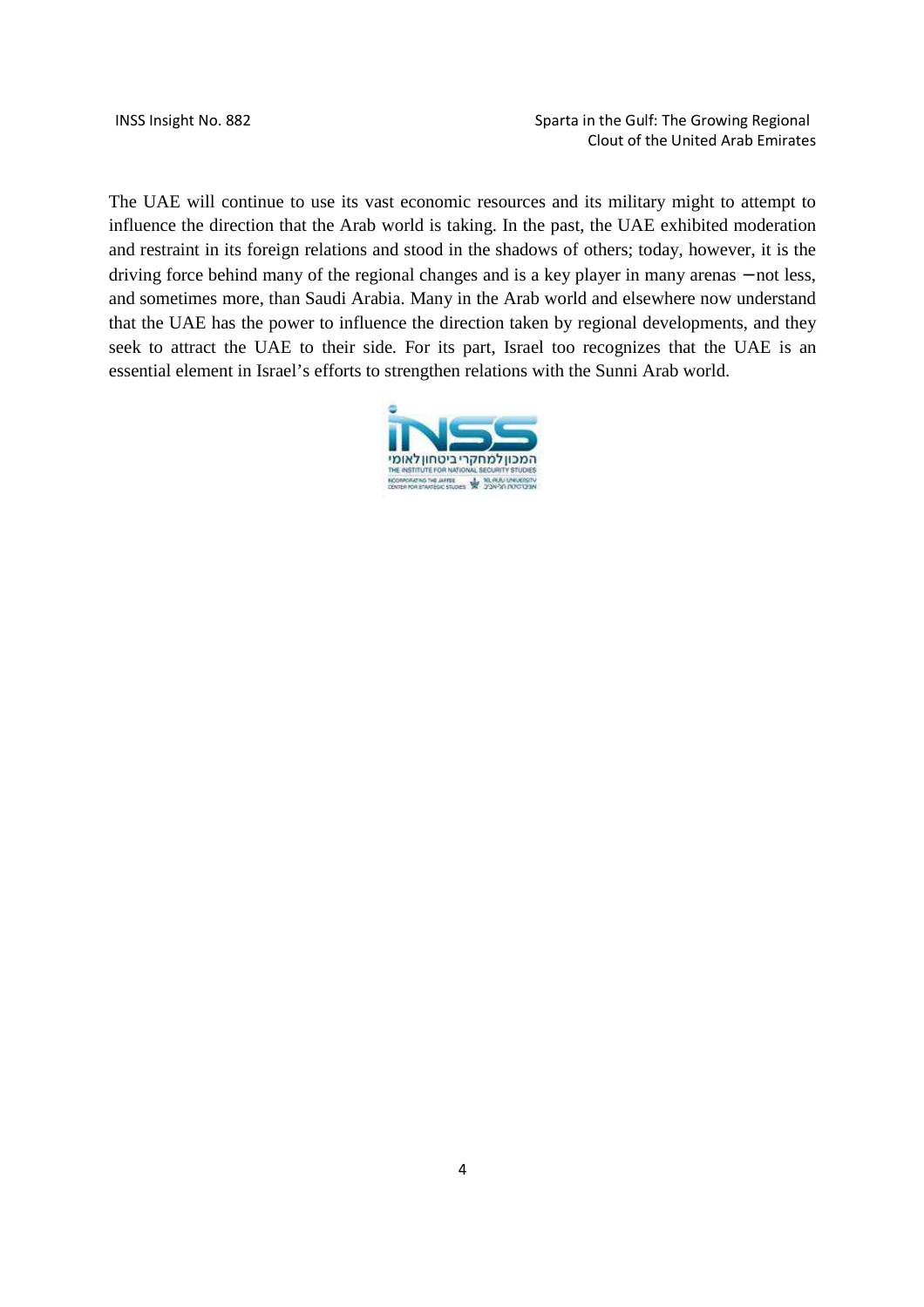The UAE will continue to use its vast economic resources and its military might to attempt to influence the direction that the Arab world is taking. In the past, the UAE exhibited moderation and restraint in its foreign relations and stood in the shadows of others; today, however, it is the driving force behind many of the regional changes and is a key player in many arenas – not less, and sometimes more, than Saudi Arabia. Many in the Arab world and elsewhere now understand that the UAE has the power to influence the direction taken by regional developments, and they seek to attract the UAE to their side. For its part, Israel too recognizes that the UAE is an essential element in Israel's efforts to strengthen relations with the Sunni Arab world.